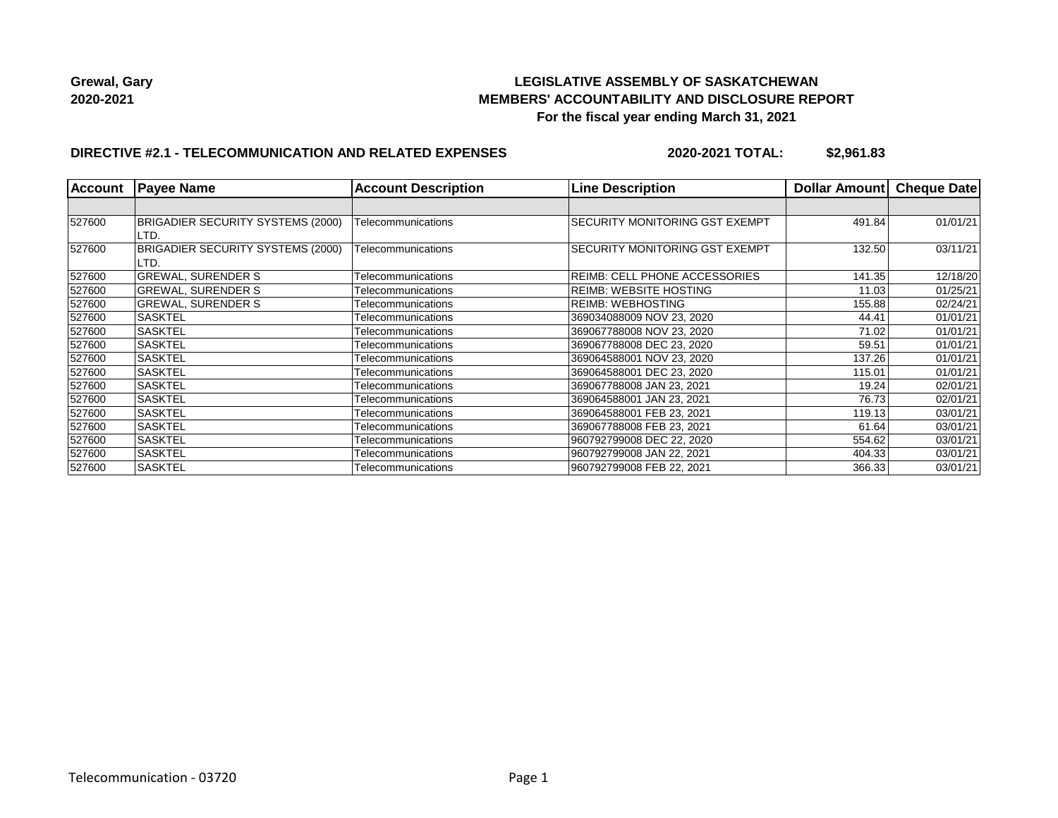**Grewal, Gary**
**2020-2021**

# LEGISLATIVE ASSEMBLY OF SASKATCHEWAN
## MEMBERS' ACCOUNTABILITY AND DISCLOSURE REPORT
### For the fiscal year ending March 31, 2021

**DIRECTIVE #2.1 - TELECOMMUNICATION AND RELATED EXPENSES** **2020-2021 TOTAL: $2,961.83**

| Account | Payee Name | Account Description | Line Description | Dollar Amount | Cheque Date |
|---|---|---|---|---|---|
| | | | | | |
| 527600 | BRIGADIER SECURITY SYSTEMS (2000) LTD. | Telecommunications | SECURITY MONITORING GST EXEMPT | 491.84 | 01/01/21 |
| 527600 | BRIGADIER SECURITY SYSTEMS (2000) LTD. | Telecommunications | SECURITY MONITORING GST EXEMPT | 132.50 | 03/11/21 |
| 527600 | GREWAL, SURENDER S | Telecommunications | REIMB: CELL PHONE ACCESSORIES | 141.35 | 12/18/20 |
| 527600 | GREWAL, SURENDER S | Telecommunications | REIMB: WEBSITE HOSTING | 11.03 | 01/25/21 |
| 527600 | GREWAL, SURENDER S | Telecommunications | REIMB: WEBHOSTING | 155.88 | 02/24/21 |
| 527600 | SASKTEL | Telecommunications | 369034088009 NOV 23, 2020 | 44.41 | 01/01/21 |
| 527600 | SASKTEL | Telecommunications | 369067788008 NOV 23, 2020 | 71.02 | 01/01/21 |
| 527600 | SASKTEL | Telecommunications | 369067788008 DEC 23, 2020 | 59.51 | 01/01/21 |
| 527600 | SASKTEL | Telecommunications | 369064588001 NOV 23, 2020 | 137.26 | 01/01/21 |
| 527600 | SASKTEL | Telecommunications | 369064588001 DEC 23, 2020 | 115.01 | 01/01/21 |
| 527600 | SASKTEL | Telecommunications | 369067788008 JAN 23, 2021 | 19.24 | 02/01/21 |
| 527600 | SASKTEL | Telecommunications | 369064588001 JAN 23, 2021 | 76.73 | 02/01/21 |
| 527600 | SASKTEL | Telecommunications | 369064588001 FEB 23, 2021 | 119.13 | 03/01/21 |
| 527600 | SASKTEL | Telecommunications | 369067788008 FEB 23, 2021 | 61.64 | 03/01/21 |
| 527600 | SASKTEL | Telecommunications | 960792799008 DEC 22, 2020 | 554.62 | 03/01/21 |
| 527600 | SASKTEL | Telecommunications | 960792799008 JAN 22, 2021 | 404.33 | 03/01/21 |
| 527600 | SASKTEL | Telecommunications | 960792799008 FEB 22, 2021 | 366.33 | 03/01/21 |

Telecommunication - 03720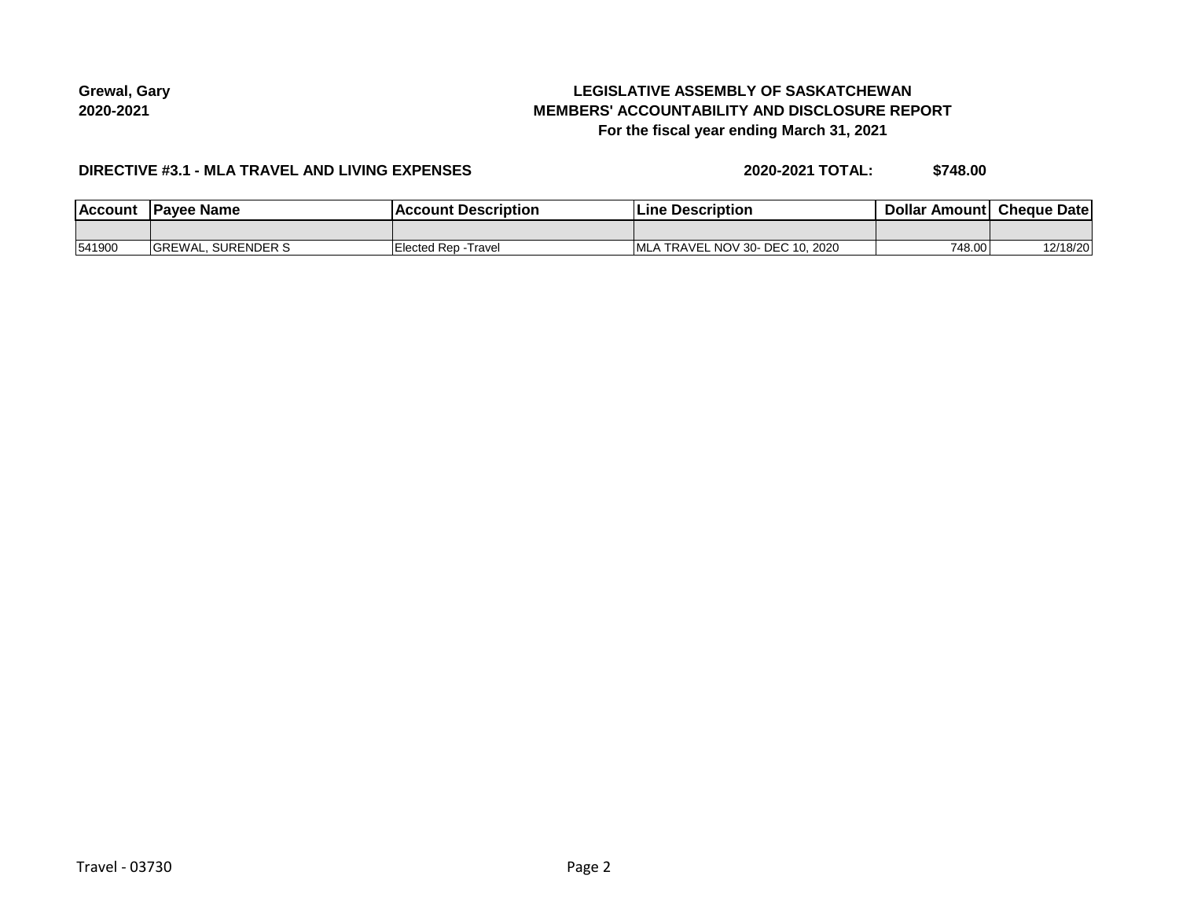Grewal, Gary
2020-2021

**LEGISLATIVE ASSEMBLY OF SASKATCHEWAN**
**MEMBERS' ACCOUNTABILITY AND DISCLOSURE REPORT**
**For the fiscal year ending March 31, 2021**

**DIRECTIVE #3.1 - MLA TRAVEL AND LIVING EXPENSES** **2020-2021 TOTAL: $748.00**

| Account | Payee Name | Account Description | Line Description | Dollar Amount | Cheque Date |
|---|---|---|---|---|---|
| | | | | | |
| 541900 | GREWAL, SURENDER S | Elected Rep -Travel | MLA TRAVEL NOV 30- DEC 10, 2020 | 748.00 | 12/18/20 |

Travel - 03730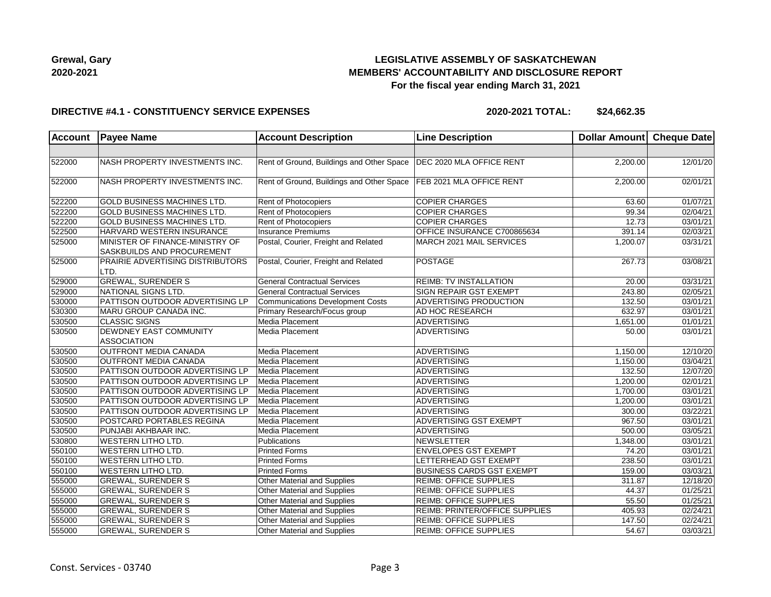**Grewal, Gary**
**2020-2021**

## LEGISLATIVE ASSEMBLY OF SASKATCHEWAN
## MEMBERS' ACCOUNTABILITY AND DISCLOSURE REPORT
### For the fiscal year ending March 31, 2021

**DIRECTIVE #4.1 - CONSTITUENCY SERVICE EXPENSES** **2020-2021 TOTAL: $24,662.35**

| Account | Payee Name | Account Description | Line Description | Dollar Amount | Cheque Date |
|---|---|---|---|---|---|
| | | | | | |
| 522000 | NASH PROPERTY INVESTMENTS INC. | Rent of Ground, Buildings and Other Space | DEC 2020 MLA OFFICE RENT | 2,200.00 | 12/01/20 |
| 522000 | NASH PROPERTY INVESTMENTS INC. | Rent of Ground, Buildings and Other Space | FEB 2021 MLA OFFICE RENT | 2,200.00 | 02/01/21 |
| 522200 | GOLD BUSINESS MACHINES LTD. | Rent of Photocopiers | COPIER CHARGES | 63.60 | 01/07/21 |
| 522200 | GOLD BUSINESS MACHINES LTD. | Rent of Photocopiers | COPIER CHARGES | 99.34 | 02/04/21 |
| 522200 | GOLD BUSINESS MACHINES LTD. | Rent of Photocopiers | COPIER CHARGES | 12.73 | 03/01/21 |
| 522500 | HARVARD WESTERN INSURANCE | Insurance Premiums | OFFICE INSURANCE C700865634 | 391.14 | 02/03/21 |
| 525000 | MINISTER OF FINANCE-MINISTRY OF SASKBUILDS AND PROCUREMENT | Postal, Courier, Freight and Related | MARCH 2021 MAIL SERVICES | 1,200.07 | 03/31/21 |
| 525000 | PRAIRIE ADVERTISING DISTRIBUTORS LTD. | Postal, Courier, Freight and Related | POSTAGE | 267.73 | 03/08/21 |
| 529000 | GREWAL, SURENDER S | General Contractual Services | REIMB: TV INSTALLATION | 20.00 | 03/31/21 |
| 529000 | NATIONAL SIGNS LTD. | General Contractual Services | SIGN REPAIR GST EXEMPT | 243.80 | 02/05/21 |
| 530000 | PATTISON OUTDOOR ADVERTISING LP | Communications Development Costs | ADVERTISING PRODUCTION | 132.50 | 03/01/21 |
| 530300 | MARU GROUP CANADA INC. | Primary Research/Focus group | AD HOC RESEARCH | 632.97 | 03/01/21 |
| 530500 | CLASSIC SIGNS | Media Placement | ADVERTISING | 1,651.00 | 01/01/21 |
| 530500 | DEWDNEY EAST COMMUNITY ASSOCIATION | Media Placement | ADVERTISING | 50.00 | 03/01/21 |
| 530500 | OUTFRONT MEDIA CANADA | Media Placement | ADVERTISING | 1,150.00 | 12/10/20 |
| 530500 | OUTFRONT MEDIA CANADA | Media Placement | ADVERTISING | 1,150.00 | 03/04/21 |
| 530500 | PATTISON OUTDOOR ADVERTISING LP | Media Placement | ADVERTISING | 132.50 | 12/07/20 |
| 530500 | PATTISON OUTDOOR ADVERTISING LP | Media Placement | ADVERTISING | 1,200.00 | 02/01/21 |
| 530500 | PATTISON OUTDOOR ADVERTISING LP | Media Placement | ADVERTISING | 1,700.00 | 03/01/21 |
| 530500 | PATTISON OUTDOOR ADVERTISING LP | Media Placement | ADVERTISING | 1,200.00 | 03/01/21 |
| 530500 | PATTISON OUTDOOR ADVERTISING LP | Media Placement | ADVERTISING | 300.00 | 03/22/21 |
| 530500 | POSTCARD PORTABLES REGINA | Media Placement | ADVERTISING GST EXEMPT | 967.50 | 03/01/21 |
| 530500 | PUNJABI AKHBAAR INC. | Media Placement | ADVERTISING | 500.00 | 03/05/21 |
| 530800 | WESTERN LITHO LTD. | Publications | NEWSLETTER | 1,348.00 | 03/01/21 |
| 550100 | WESTERN LITHO LTD. | Printed Forms | ENVELOPES GST EXEMPT | 74.20 | 03/01/21 |
| 550100 | WESTERN LITHO LTD. | Printed Forms | LETTERHEAD GST EXEMPT | 238.50 | 03/01/21 |
| 550100 | WESTERN LITHO LTD. | Printed Forms | BUSINESS CARDS GST EXEMPT | 159.00 | 03/03/21 |
| 555000 | GREWAL, SURENDER S | Other Material and Supplies | REIMB: OFFICE SUPPLIES | 311.87 | 12/18/20 |
| 555000 | GREWAL, SURENDER S | Other Material and Supplies | REIMB: OFFICE SUPPLIES | 44.37 | 01/25/21 |
| 555000 | GREWAL, SURENDER S | Other Material and Supplies | REIMB: OFFICE SUPPLIES | 55.50 | 01/25/21 |
| 555000 | GREWAL, SURENDER S | Other Material and Supplies | REIMB: PRINTER/OFFICE SUPPLIES | 405.93 | 02/24/21 |
| 555000 | GREWAL, SURENDER S | Other Material and Supplies | REIMB: OFFICE SUPPLIES | 147.50 | 02/24/21 |
| 555000 | GREWAL, SURENDER S | Other Material and Supplies | REIMB: OFFICE SUPPLIES | 54.67 | 03/03/21 |

Const. Services - 03740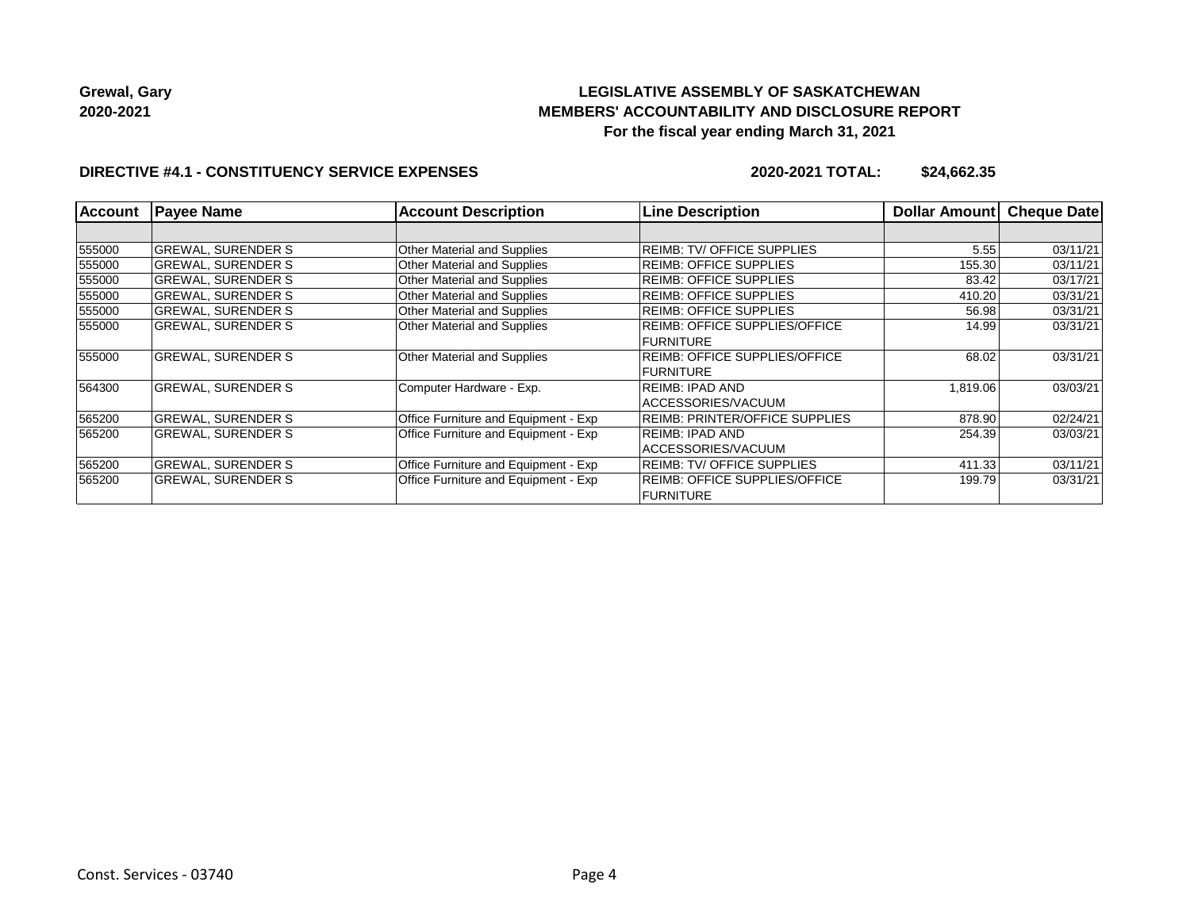**Grewal, Gary**
**2020-2021**

**LEGISLATIVE ASSEMBLY OF SASKATCHEWAN**
**MEMBERS' ACCOUNTABILITY AND DISCLOSURE REPORT**
**For the fiscal year ending March 31, 2021**

**DIRECTIVE #4.1 - CONSTITUENCY SERVICE EXPENSES** **2020-2021 TOTAL: $24,662.35**

| Account | Payee Name | Account Description | Line Description | Dollar Amount | Cheque Date |
|---|---|---|---|---|---|
| | | | | | |
| 555000 | GREWAL, SURENDER S | Other Material and Supplies | REIMB: TV/ OFFICE SUPPLIES | 5.55 | 03/11/21 |
| 555000 | GREWAL, SURENDER S | Other Material and Supplies | REIMB: OFFICE SUPPLIES | 155.30 | 03/11/21 |
| 555000 | GREWAL, SURENDER S | Other Material and Supplies | REIMB: OFFICE SUPPLIES | 83.42 | 03/17/21 |
| 555000 | GREWAL, SURENDER S | Other Material and Supplies | REIMB: OFFICE SUPPLIES | 410.20 | 03/31/21 |
| 555000 | GREWAL, SURENDER S | Other Material and Supplies | REIMB: OFFICE SUPPLIES | 56.98 | 03/31/21 |
| 555000 | GREWAL, SURENDER S | Other Material and Supplies | REIMB: OFFICE SUPPLIES/OFFICE FURNITURE | 14.99 | 03/31/21 |
| 555000 | GREWAL, SURENDER S | Other Material and Supplies | REIMB: OFFICE SUPPLIES/OFFICE FURNITURE | 68.02 | 03/31/21 |
| 564300 | GREWAL, SURENDER S | Computer Hardware - Exp. | REIMB: IPAD AND ACCESSORIES/VACUUM | 1,819.06 | 03/03/21 |
| 565200 | GREWAL, SURENDER S | Office Furniture and Equipment - Exp | REIMB: PRINTER/OFFICE SUPPLIES | 878.90 | 02/24/21 |
| 565200 | GREWAL, SURENDER S | Office Furniture and Equipment - Exp | REIMB: IPAD AND ACCESSORIES/VACUUM | 254.39 | 03/03/21 |
| 565200 | GREWAL, SURENDER S | Office Furniture and Equipment - Exp | REIMB: TV/ OFFICE SUPPLIES | 411.33 | 03/11/21 |
| 565200 | GREWAL, SURENDER S | Office Furniture and Equipment - Exp | REIMB: OFFICE SUPPLIES/OFFICE FURNITURE | 199.79 | 03/31/21 |

Const. Services - 03740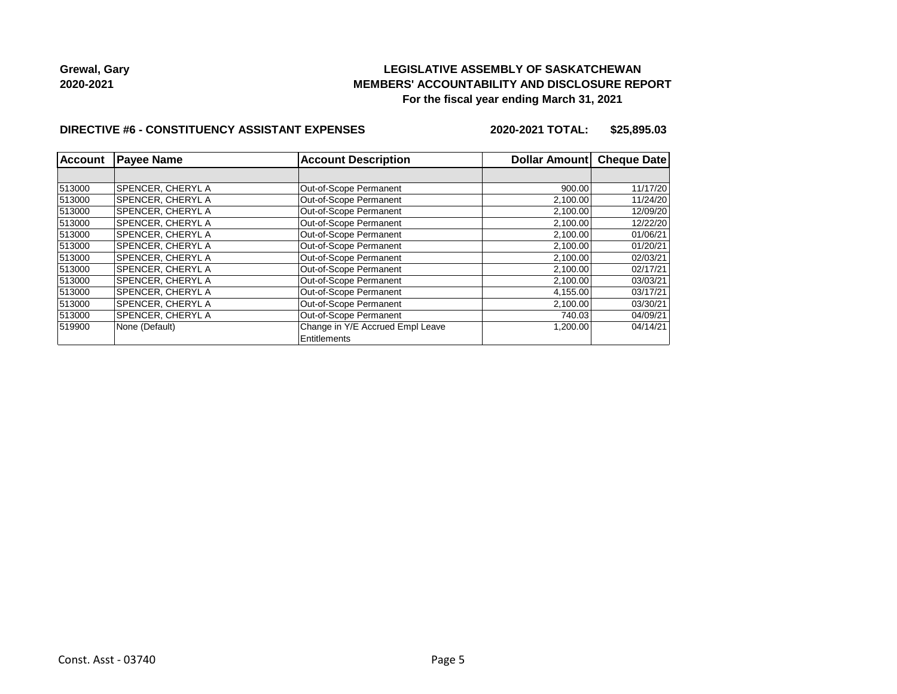**Grewal, Gary**
**2020-2021**

# LEGISLATIVE ASSEMBLY OF SASKATCHEWAN
## MEMBERS' ACCOUNTABILITY AND DISCLOSURE REPORT
### For the fiscal year ending March 31, 2021

**DIRECTIVE #6 - CONSTITUENCY ASSISTANT EXPENSES** **2020-2021 TOTAL: $25,895.03**

| Account | Payee Name | Account Description | Dollar Amount | Cheque Date |
|---|---|---|---|---|
| | | | | |
| 513000 | SPENCER, CHERYL A | Out-of-Scope Permanent | 900.00 | 11/17/20 |
| 513000 | SPENCER, CHERYL A | Out-of-Scope Permanent | 2,100.00 | 11/24/20 |
| 513000 | SPENCER, CHERYL A | Out-of-Scope Permanent | 2,100.00 | 12/09/20 |
| 513000 | SPENCER, CHERYL A | Out-of-Scope Permanent | 2,100.00 | 12/22/20 |
| 513000 | SPENCER, CHERYL A | Out-of-Scope Permanent | 2,100.00 | 01/06/21 |
| 513000 | SPENCER, CHERYL A | Out-of-Scope Permanent | 2,100.00 | 01/20/21 |
| 513000 | SPENCER, CHERYL A | Out-of-Scope Permanent | 2,100.00 | 02/03/21 |
| 513000 | SPENCER, CHERYL A | Out-of-Scope Permanent | 2,100.00 | 02/17/21 |
| 513000 | SPENCER, CHERYL A | Out-of-Scope Permanent | 2,100.00 | 03/03/21 |
| 513000 | SPENCER, CHERYL A | Out-of-Scope Permanent | 4,155.00 | 03/17/21 |
| 513000 | SPENCER, CHERYL A | Out-of-Scope Permanent | 2,100.00 | 03/30/21 |
| 513000 | SPENCER, CHERYL A | Out-of-Scope Permanent | 740.03 | 04/09/21 |
| 519900 | None (Default) | Change in Y/E Accrued Empl Leave Entitlements | 1,200.00 | 04/14/21 |

Const. Asst - 03740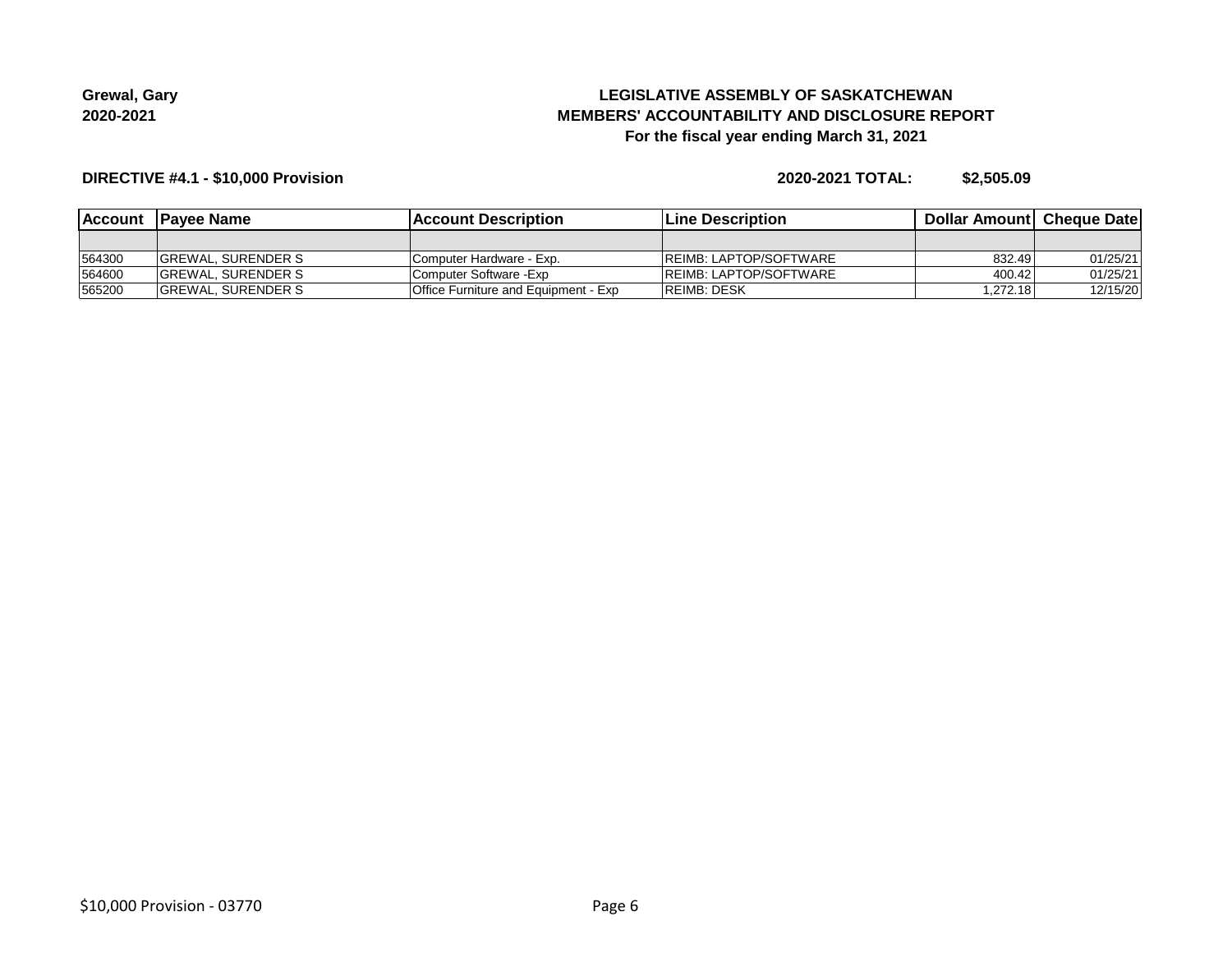**Grewal, Gary**
**2020-2021**

**LEGISLATIVE ASSEMBLY OF SASKATCHEWAN**
**MEMBERS' ACCOUNTABILITY AND DISCLOSURE REPORT**
**For the fiscal year ending March 31, 2021**

**DIRECTIVE #4.1 - $10,000 Provision** **2020-2021 TOTAL: $2,505.09**

| Account | Payee Name | Account Description | Line Description | Dollar Amount | Cheque Date |
|---|---|---|---|---|---|
| | | | | | |
| 564300 | GREWAL, SURENDER S | Computer Hardware - Exp. | REIMB: LAPTOP/SOFTWARE | 832.49 | 01/25/21 |
| 564600 | GREWAL, SURENDER S | Computer Software -Exp | REIMB: LAPTOP/SOFTWARE | 400.42 | 01/25/21 |
| 565200 | GREWAL, SURENDER S | Office Furniture and Equipment - Exp | REIMB: DESK | 1,272.18 | 12/15/20 |

$10,000 Provision - 03770